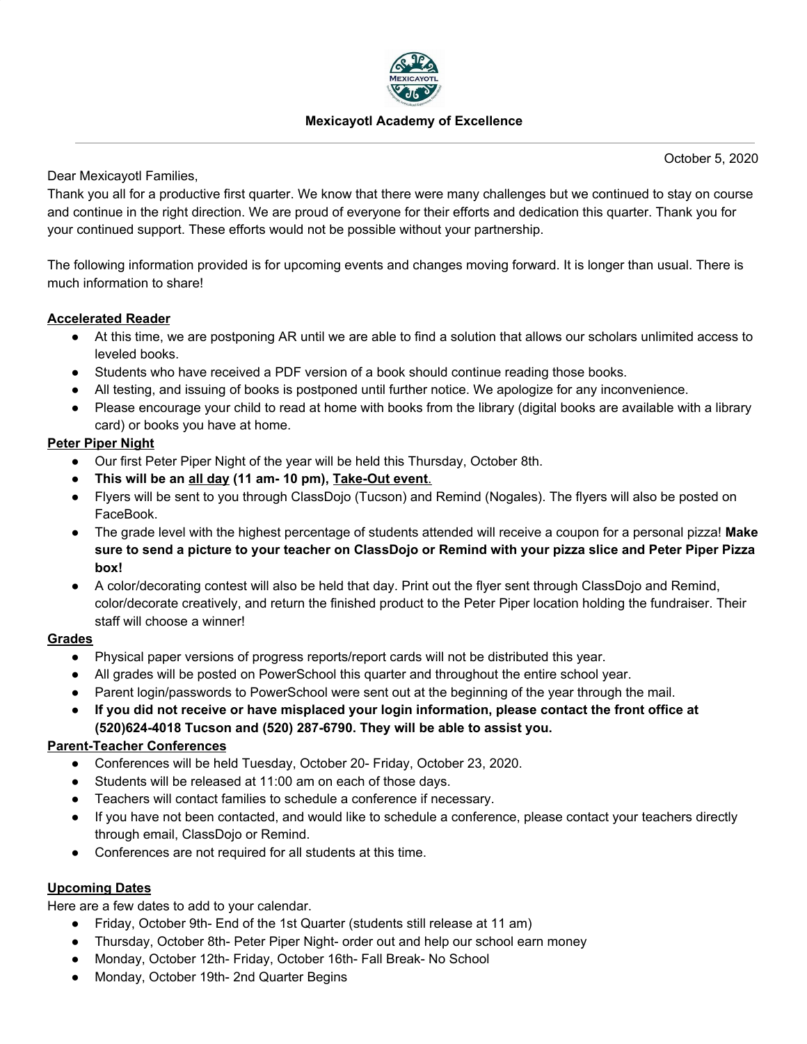**Mexicayotl Academy of Excellence**

October 5, 2020

Dear Mexicayotl Families,

Thank you all for a productive first quarter. We know that there were many challenges but we continued to stay on course and continue in the right direction. We are proud of everyone for their efforts and dedication this quarter. Thank you for your continued support. These efforts would not be possible without your partnership.

The following information provided is for upcoming events and changes moving forward. It is longer than usual. There is much information to share!

**Accelerated Reader**

- At this time, we are postponing AR until we are able to find a solution that allows our scholars unlimited access to leveled books.
- Students who have received a PDF version of a book should continue reading those books.
- All testing, and issuing of books is postponed until further notice. We apologize for any inconvenience.
- Please encourage your child to read at home with books from the library (digital books are available with a library card) or books you have at home.

**Peter Piper Night**

- Our first Peter Piper Night of the year will be held this Thursday, October 8th.
- **This will be an all day (11 am- 10 pm), Take-Out event.**
- Flyers will be sent to you through ClassDojo (Tucson) and Remind (Nogales). The flyers will also be posted on FaceBook.
- The grade level with the highest percentage of students attended will receive a coupon for a personal pizza! **Make sure to send a picture to your teacher on ClassDojo or Remind with your pizza slice and Peter Piper Pizza box!**
- A color/decorating contest will also be held that day. Print out the flyer sent through ClassDojo and Remind, color/decorate creatively, and return the finished product to the Peter Piper location holding the fundraiser. Their staff will choose a winner!

**Grades**

- Physical paper versions of progress reports/report cards will not be distributed this year.
- All grades will be posted on PowerSchool this quarter and throughout the entire school year.
- Parent login/passwords to PowerSchool were sent out at the beginning of the year through the mail.
- **If you did not receive or have misplaced your login information, please contact the front office at (520)624-4018 Tucson and (520) 287-6790. They will be able to assist you.**

**Parent-Teacher Conferences**

- Conferences will be held Tuesday, October 20- Friday, October 23, 2020.
- Students will be released at 11:00 am on each of those days.
- Teachers will contact families to schedule a conference if necessary.
- If you have not been contacted, and would like to schedule a conference, please contact your teachers directly through email, ClassDojo or Remind.
- Conferences are not required for all students at this time.

**Upcoming Dates**

Here are a few dates to add to your calendar.

- Friday, October 9th- End of the 1st Quarter (students still release at 11 am)
- Thursday, October 8th- Peter Piper Night- order out and help our school earn money
- Monday, October 12th- Friday, October 16th- Fall Break- No School
- Monday, October 19th- 2nd Quarter Begins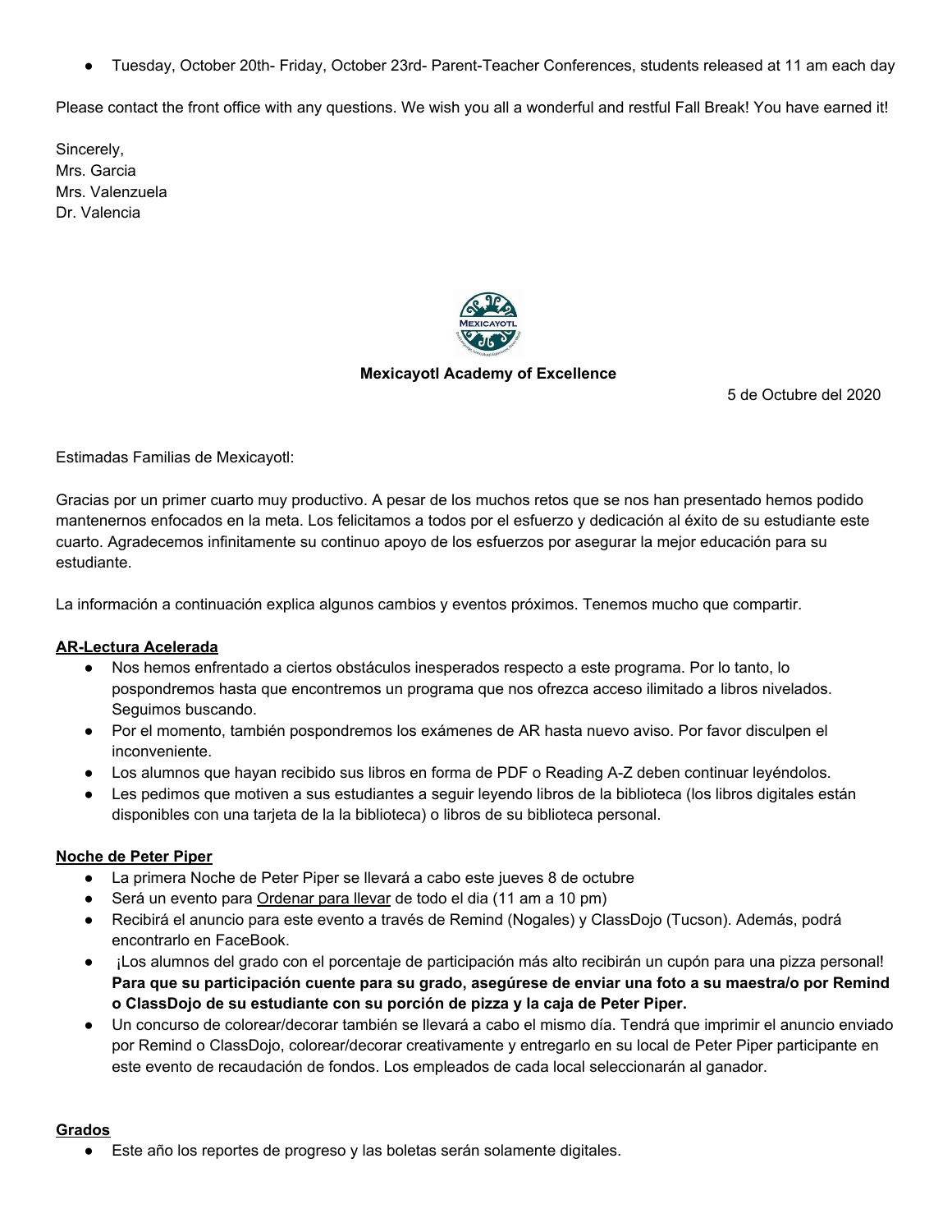- Tuesday, October 20th- Friday, October 23rd- Parent-Teacher Conferences, students released at 11 am each day

Please contact the front office with any questions. We wish you all a wonderful and restful Fall Break! You have earned it!

Sincerely,
Mrs. Garcia
Mrs. Valenzuela
Dr. Valencia

**Mexicayotl Academy of Excellence**

5 de Octubre del 2020

Estimadas Familias de Mexicayotl:

Gracias por un primer cuarto muy productivo. A pesar de los muchos retos que se nos han presentado hemos podido mantenernos enfocados en la meta. Los felicitamos a todos por el esfuerzo y dedicación al éxito de su estudiante este cuarto. Agradecemos infinitamente su continuo apoyo de los esfuerzos por asegurar la mejor educación para su estudiante.

La información a continuación explica algunos cambios y eventos próximos. Tenemos mucho que compartir.

**AR-Lectura Acelerada**

- Nos hemos enfrentado a ciertos obstáculos inesperados respecto a este programa. Por lo tanto, lo pospondremos hasta que encontremos un programa que nos ofrezca acceso ilimitado a libros nivelados. Seguimos buscando.
- Por el momento, también pospondremos los exámenes de AR hasta nuevo aviso. Por favor disculpen el inconveniente.
- Los alumnos que hayan recibido sus libros en forma de PDF o Reading A-Z deben continuar leyéndolos.
- Les pedimos que motiven a sus estudiantes a seguir leyendo libros de la biblioteca (los libros digitales están disponibles con una tarjeta de la la biblioteca) o libros de su biblioteca personal.

**Noche de Peter Piper**

- La primera Noche de Peter Piper se llevará a cabo este jueves 8 de octubre
- Será un evento para Ordenar para llevar de todo el dia (11 am a 10 pm)
- Recibirá el anuncio para este evento a través de Remind (Nogales) y ClassDojo (Tucson). Además, podrá encontrarlo en FaceBook.
- ¡Los alumnos del grado con el porcentaje de participación más alto recibirán un cupón para una pizza personal! **Para que su participación cuente para su grado, asegúrese de enviar una foto a su maestra/o por Remind o ClassDojo de su estudiante con su porción de pizza y la caja de Peter Piper.**
- Un concurso de colorear/decorar también se llevará a cabo el mismo día. Tendrá que imprimir el anuncio enviado por Remind o ClassDojo, colorear/decorar creativamente y entregarlo en su local de Peter Piper participante en este evento de recaudación de fondos. Los empleados de cada local seleccionarán al ganador.

**Grados**

- Este año los reportes de progreso y las boletas serán solamente digitales.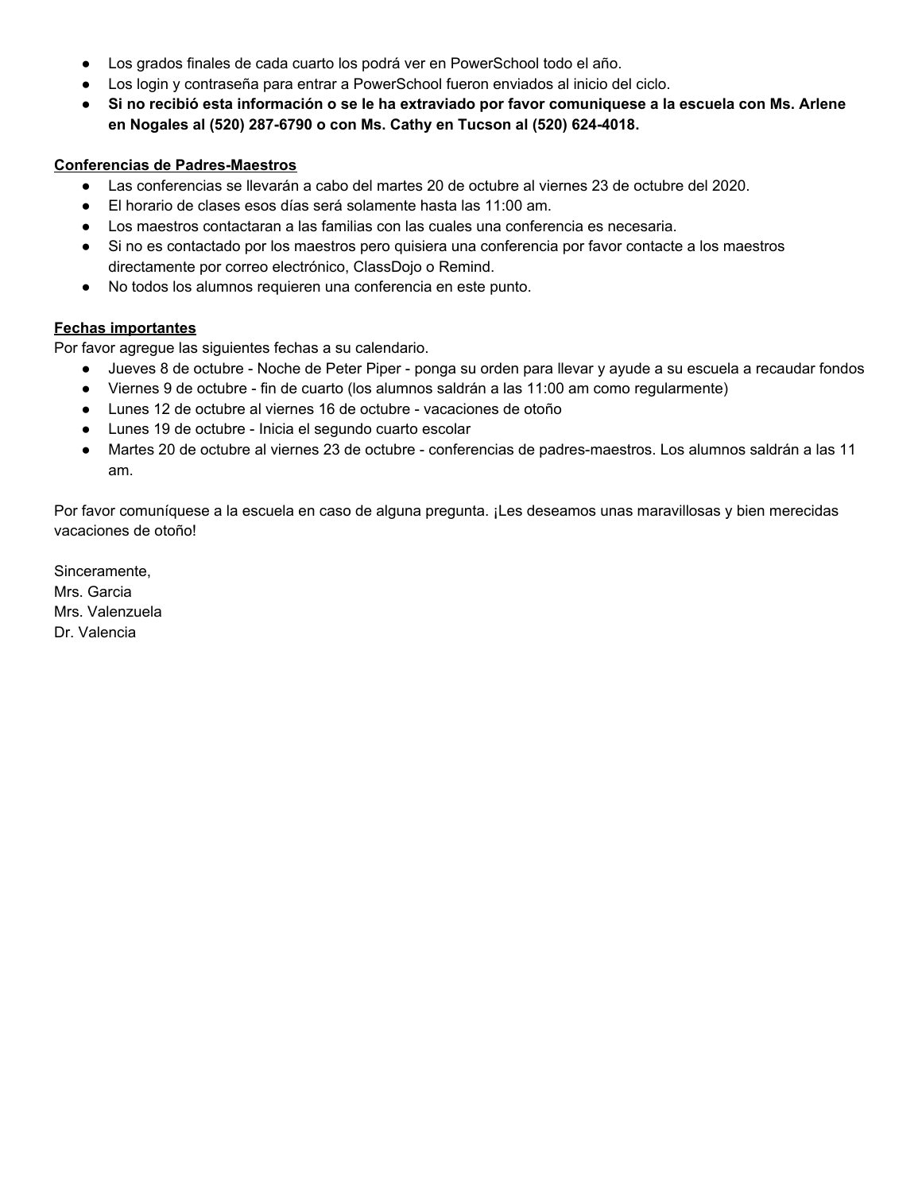- Los grados finales de cada cuarto los podrá ver en PowerSchool todo el año.
- Los login y contraseña para entrar a PowerSchool fueron enviados al inicio del ciclo.
- **Si no recibió esta información o se le ha extraviado por favor comuniquese a la escuela con Ms. Arlene en Nogales al (520) 287-6790 o con Ms. Cathy en Tucson al (520) 624-4018.**

**<u>Conferencias de Padres-Maestros</u>**

- Las conferencias se llevarán a cabo del martes 20 de octubre al viernes 23 de octubre del 2020.
- El horario de clases esos días será solamente hasta las 11:00 am.
- Los maestros contactaran a las familias con las cuales una conferencia es necesaria.
- Si no es contactado por los maestros pero quisiera una conferencia por favor contacte a los maestros directamente por correo electrónico, ClassDojo o Remind.
- No todos los alumnos requieren una conferencia en este punto.

**<u>Fechas importantes</u>**

Por favor agregue las siguientes fechas a su calendario.

- Jueves 8 de octubre - Noche de Peter Piper - ponga su orden para llevar y ayude a su escuela a recaudar fondos
- Viernes 9 de octubre - fin de cuarto (los alumnos saldrán a las 11:00 am como regularmente)
- Lunes 12 de octubre al viernes 16 de octubre - vacaciones de otoño
- Lunes 19 de octubre - Inicia el segundo cuarto escolar
- Martes 20 de octubre al viernes 23 de octubre - conferencias de padres-maestros. Los alumnos saldrán a las 11 am.

Por favor comuníquese a la escuela en caso de alguna pregunta. ¡Les deseamos unas maravillosas y bien merecidas vacaciones de otoño!

Sinceramente,  
Mrs. Garcia  
Mrs. Valenzuela  
Dr. Valencia